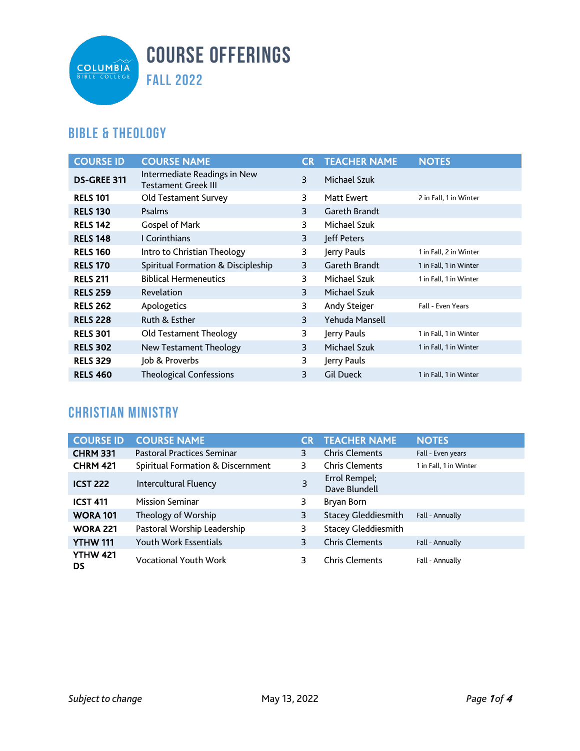# COURSE OFFERINGS

## FALL 2022

## BIBLE & THEOLOGY

| COURSE ID | COURSE NAME | CR | TEACHER NAME | NOTES |
|---|---|---|---|---|
| **DS-GREE 311** | Intermediate Readings in New Testament Greek III | 3 | Michael Szuk | |
| **RELS 101** | Old Testament Survey | 3 | Matt Ewert | 2 in Fall, 1 in Winter |
| **RELS 130** | Psalms | 3 | Gareth Brandt | |
| **RELS 142** | Gospel of Mark | 3 | Michael Szuk | |
| **RELS 148** | I Corinthians | 3 | Jeff Peters | |
| **RELS 160** | Intro to Christian Theology | 3 | Jerry Pauls | 1 in Fall, 2 in Winter |
| **RELS 170** | Spiritual Formation & Discipleship | 3 | Gareth Brandt | 1 in Fall, 1 in Winter |
| **RELS 211** | Biblical Hermeneutics | 3 | Michael Szuk | 1 in Fall, 1 in Winter |
| **RELS 259** | Revelation | 3 | Michael Szuk | |
| **RELS 262** | Apologetics | 3 | Andy Steiger | Fall - Even Years |
| **RELS 228** | Ruth & Esther | 3 | Yehuda Mansell | |
| **RELS 301** | Old Testament Theology | 3 | Jerry Pauls | 1 in Fall, 1 in Winter |
| **RELS 302** | New Testament Theology | 3 | Michael Szuk | 1 in Fall, 1 in Winter |
| **RELS 329** | Job & Proverbs | 3 | Jerry Pauls | |
| **RELS 460** | Theological Confessions | 3 | Gil Dueck | 1 in Fall, 1 in Winter |

## CHRISTIAN MINISTRY

| COURSE ID | COURSE NAME | CR | TEACHER NAME | NOTES |
|---|---|---|---|---|
| **CHRM 331** | Pastoral Practices Seminar | 3 | Chris Clements | Fall - Even years |
| **CHRM 421** | Spiritual Formation & Discernment | 3 | Chris Clements | 1 in Fall, 1 in Winter |
| **ICST 222** | Intercultural Fluency | 3 | Errol Rempel; Dave Blundell | |
| **ICST 411** | Mission Seminar | 3 | Bryan Born | |
| **WORA 101** | Theology of Worship | 3 | Stacey Gleddiesmith | Fall - Annually |
| **WORA 221** | Pastoral Worship Leadership | 3 | Stacey Gleddiesmith | |
| **YTHW 111** | Youth Work Essentials | 3 | Chris Clements | Fall - Annually |
| **YTHW 421 DS** | Vocational Youth Work | 3 | Chris Clements | Fall - Annually |

*Subject to change* May 13, 2022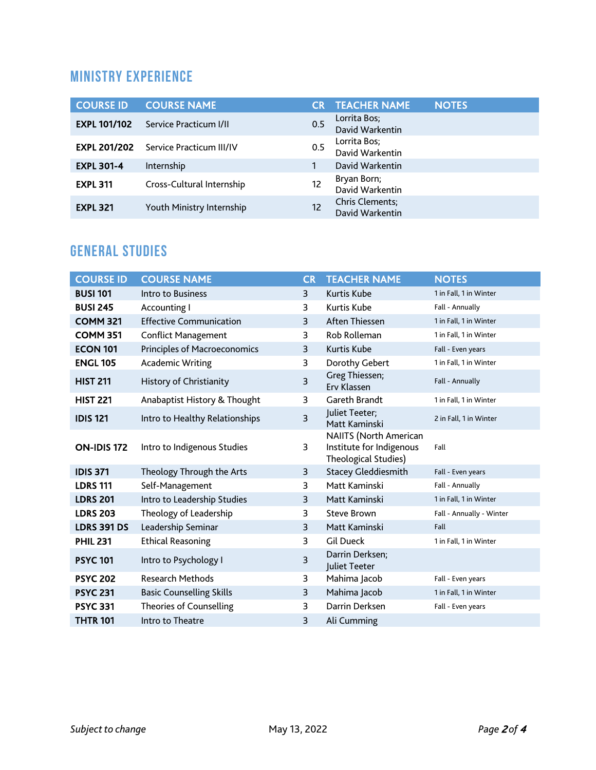## MINISTRY EXPERIENCE

| COURSE ID | COURSE NAME | CR | TEACHER NAME | NOTES |
|---|---|---|---|---|
| **EXPL 101/102** | Service Practicum I/II | 0.5 | Lorrita Bos; David Warkentin | |
| **EXPL 201/202** | Service Practicum III/IV | 0.5 | Lorrita Bos; David Warkentin | |
| **EXPL 301-4** | Internship | 1 | David Warkentin | |
| **EXPL 311** | Cross-Cultural Internship | 12 | Bryan Born; David Warkentin | |
| **EXPL 321** | Youth Ministry Internship | 12 | Chris Clements; David Warkentin | |

## GENERAL STUDIES

| COURSE ID | COURSE NAME | CR | TEACHER NAME | NOTES |
|---|---|---|---|---|
| **BUSI 101** | Intro to Business | 3 | Kurtis Kube | 1 in Fall, 1 in Winter |
| **BUSI 245** | Accounting I | 3 | Kurtis Kube | Fall - Annually |
| **COMM 321** | Effective Communication | 3 | Aften Thiessen | 1 in Fall, 1 in Winter |
| **COMM 351** | Conflict Management | 3 | Rob Rolleman | 1 in Fall, 1 in Winter |
| **ECON 101** | Principles of Macroeconomics | 3 | Kurtis Kube | Fall - Even years |
| **ENGL 105** | Academic Writing | 3 | Dorothy Gebert | 1 in Fall, 1 in Winter |
| **HIST 211** | History of Christianity | 3 | Greg Thiessen; Erv Klassen | Fall - Annually |
| **HIST 221** | Anabaptist History & Thought | 3 | Gareth Brandt | 1 in Fall, 1 in Winter |
| **IDIS 121** | Intro to Healthy Relationships | 3 | Juliet Teeter; Matt Kaminski | 2 in Fall, 1 in Winter |
| **ON-IDIS 172** | Intro to Indigenous Studies | 3 | NAIITS (North American Institute for Indigenous Theological Studies) | Fall |
| **IDIS 371** | Theology Through the Arts | 3 | Stacey Gleddiesmith | Fall - Even years |
| **LDRS 111** | Self-Management | 3 | Matt Kaminski | Fall - Annually |
| **LDRS 201** | Intro to Leadership Studies | 3 | Matt Kaminski | 1 in Fall, 1 in Winter |
| **LDRS 203** | Theology of Leadership | 3 | Steve Brown | Fall - Annually - Winter |
| **LDRS 391 DS** | Leadership Seminar | 3 | Matt Kaminski | Fall |
| **PHIL 231** | Ethical Reasoning | 3 | Gil Dueck | 1 in Fall, 1 in Winter |
| **PSYC 101** | Intro to Psychology I | 3 | Darrin Derksen; Juliet Teeter | |
| **PSYC 202** | Research Methods | 3 | Mahima Jacob | Fall - Even years |
| **PSYC 231** | Basic Counselling Skills | 3 | Mahima Jacob | 1 in Fall, 1 in Winter |
| **PSYC 331** | Theories of Counselling | 3 | Darrin Derksen | Fall - Even years |
| **THTR 101** | Intro to Theatre | 3 | Ali Cumming | |

*Subject to change* May 13, 2022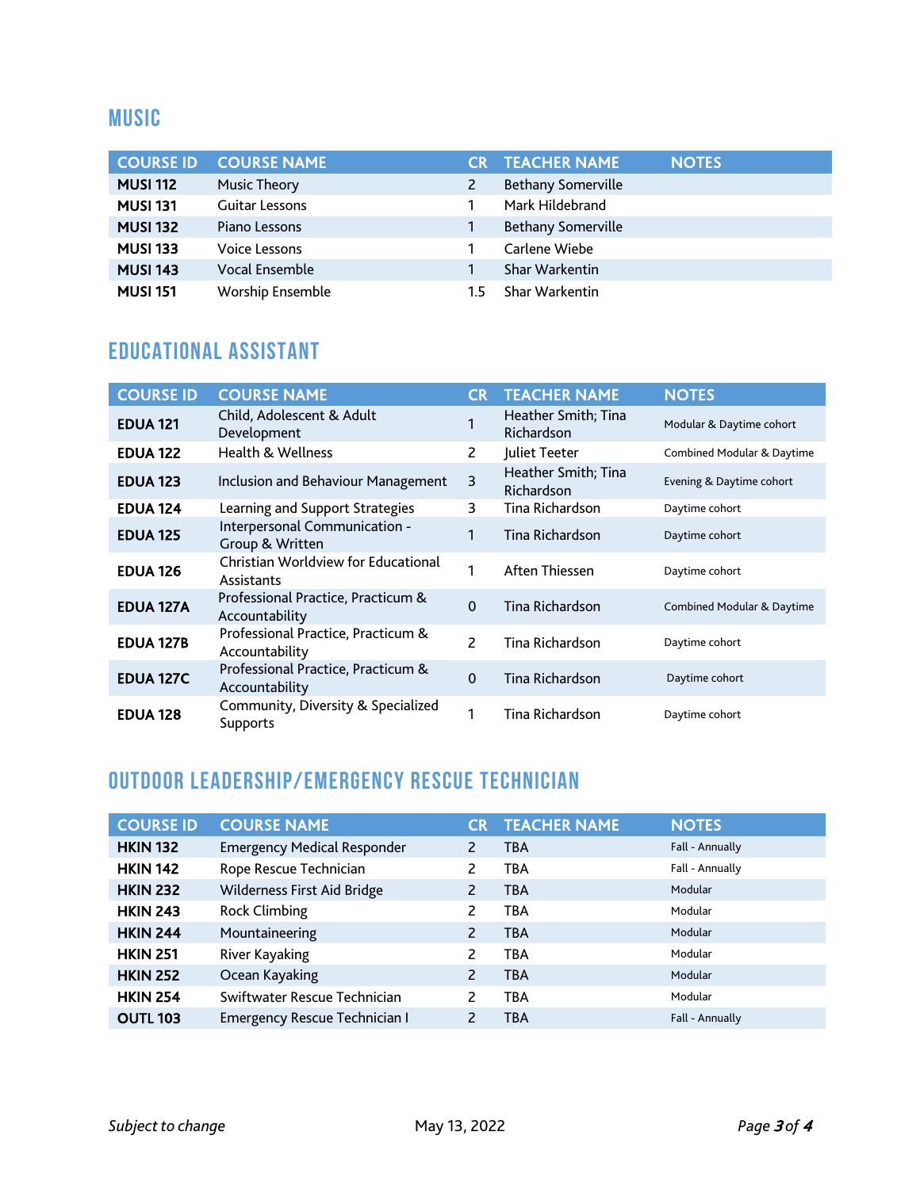## MUSIC

| COURSE ID | COURSE NAME | CR | TEACHER NAME | NOTES |
|---|---|---|---|---|
| **MUSI 112** | Music Theory | 2 | Bethany Somerville | |
| **MUSI 131** | Guitar Lessons | 1 | Mark Hildebrand | |
| **MUSI 132** | Piano Lessons | 1 | Bethany Somerville | |
| **MUSI 133** | Voice Lessons | 1 | Carlene Wiebe | |
| **MUSI 143** | Vocal Ensemble | 1 | Shar Warkentin | |
| **MUSI 151** | Worship Ensemble | 1.5 | Shar Warkentin | |

## EDUCATIONAL ASSISTANT

| COURSE ID | COURSE NAME | CR | TEACHER NAME | NOTES |
|---|---|---|---|---|
| **EDUA 121** | Child, Adolescent & Adult Development | 1 | Heather Smith; Tina Richardson | Modular & Daytime cohort |
| **EDUA 122** | Health & Wellness | 2 | Juliet Teeter | Combined Modular & Daytime |
| **EDUA 123** | Inclusion and Behaviour Management | 3 | Heather Smith; Tina Richardson | Evening & Daytime cohort |
| **EDUA 124** | Learning and Support Strategies | 3 | Tina Richardson | Daytime cohort |
| **EDUA 125** | Interpersonal Communication - Group & Written | 1 | Tina Richardson | Daytime cohort |
| **EDUA 126** | Christian Worldview for Educational Assistants | 1 | Aften Thiessen | Daytime cohort |
| **EDUA 127A** | Professional Practice, Practicum & Accountability | 0 | Tina Richardson | Combined Modular & Daytime |
| **EDUA 127B** | Professional Practice, Practicum & Accountability | 2 | Tina Richardson | Daytime cohort |
| **EDUA 127C** | Professional Practice, Practicum & Accountability | 0 | Tina Richardson | Daytime cohort |
| **EDUA 128** | Community, Diversity & Specialized Supports | 1 | Tina Richardson | Daytime cohort |

## OUTDOOR LEADERSHIP/EMERGENCY RESCUE TECHNICIAN

| COURSE ID | COURSE NAME | CR | TEACHER NAME | NOTES |
|---|---|---|---|---|
| **HKIN 132** | Emergency Medical Responder | 2 | TBA | Fall - Annually |
| **HKIN 142** | Rope Rescue Technician | 2 | TBA | Fall - Annually |
| **HKIN 232** | Wilderness First Aid Bridge | 2 | TBA | Modular |
| **HKIN 243** | Rock Climbing | 2 | TBA | Modular |
| **HKIN 244** | Mountaineering | 2 | TBA | Modular |
| **HKIN 251** | River Kayaking | 2 | TBA | Modular |
| **HKIN 252** | Ocean Kayaking | 2 | TBA | Modular |
| **HKIN 254** | Swiftwater Rescue Technician | 2 | TBA | Modular |
| **OUTL 103** | Emergency Rescue Technician I | 2 | TBA | Fall - Annually |

*Subject to change* May 13, 2022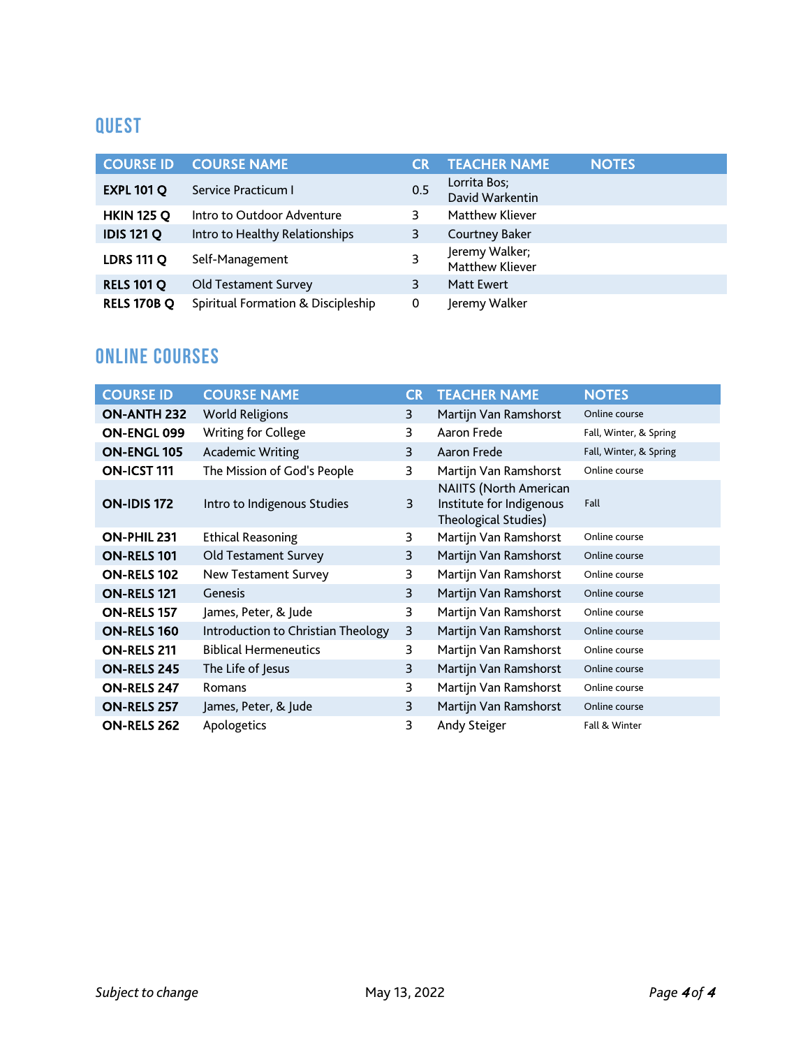## QUEST

| COURSE ID | COURSE NAME | CR | TEACHER NAME | NOTES |
|---|---|---|---|---|
| **EXPL 101 Q** | Service Practicum I | 0.5 | Lorrita Bos; David Warkentin | |
| **HKIN 125 Q** | Intro to Outdoor Adventure | 3 | Matthew Kliever | |
| **IDIS 121 Q** | Intro to Healthy Relationships | 3 | Courtney Baker | |
| **LDRS 111 Q** | Self-Management | 3 | Jeremy Walker; Matthew Kliever | |
| **RELS 101 Q** | Old Testament Survey | 3 | Matt Ewert | |
| **RELS 170B Q** | Spiritual Formation & Discipleship | 0 | Jeremy Walker | |

## ONLINE COURSES

| COURSE ID | COURSE NAME | CR | TEACHER NAME | NOTES |
|---|---|---|---|---|
| **ON-ANTH 232** | World Religions | 3 | Martijn Van Ramshorst | Online course |
| **ON-ENGL 099** | Writing for College | 3 | Aaron Frede | Fall, Winter, & Spring |
| **ON-ENGL 105** | Academic Writing | 3 | Aaron Frede | Fall, Winter, & Spring |
| **ON-ICST 111** | The Mission of God's People | 3 | Martijn Van Ramshorst | Online course |
| **ON-IDIS 172** | Intro to Indigenous Studies | 3 | NAIITS (North American Institute for Indigenous Theological Studies) | Fall |
| **ON-PHIL 231** | Ethical Reasoning | 3 | Martijn Van Ramshorst | Online course |
| **ON-RELS 101** | Old Testament Survey | 3 | Martijn Van Ramshorst | Online course |
| **ON-RELS 102** | New Testament Survey | 3 | Martijn Van Ramshorst | Online course |
| **ON-RELS 121** | Genesis | 3 | Martijn Van Ramshorst | Online course |
| **ON-RELS 157** | James, Peter, & Jude | 3 | Martijn Van Ramshorst | Online course |
| **ON-RELS 160** | Introduction to Christian Theology | 3 | Martijn Van Ramshorst | Online course |
| **ON-RELS 211** | Biblical Hermeneutics | 3 | Martijn Van Ramshorst | Online course |
| **ON-RELS 245** | The Life of Jesus | 3 | Martijn Van Ramshorst | Online course |
| **ON-RELS 247** | Romans | 3 | Martijn Van Ramshorst | Online course |
| **ON-RELS 257** | James, Peter, & Jude | 3 | Martijn Van Ramshorst | Online course |
| **ON-RELS 262** | Apologetics | 3 | Andy Steiger | Fall & Winter |

*Subject to change* May 13, 2022